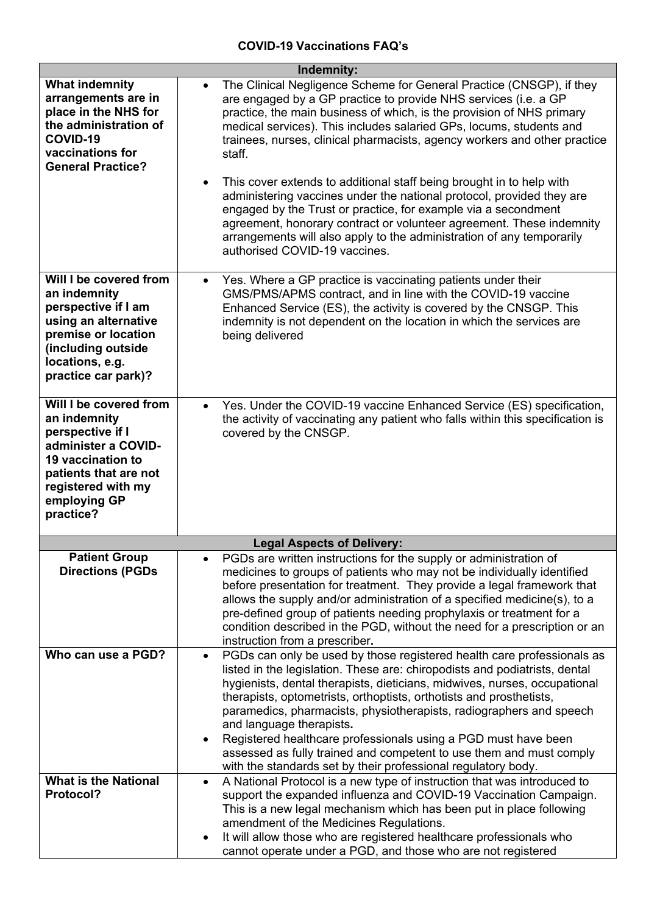# COVID-19 Vaccinations FAQ's

| Indemnity: | |
|---|---|
| **What indemnity arrangements are in place in the NHS for the administration of COVID-19 vaccinations for General Practice?** | • The Clinical Negligence Scheme for General Practice (CNSGP), if they are engaged by a GP practice to provide NHS services (i.e. a GP practice, the main business of which, is the provision of NHS primary medical services). This includes salaried GPs, locums, students and trainees, nurses, clinical pharmacists, agency workers and other practice staff.<br><br>• This cover extends to additional staff being brought in to help with administering vaccines under the national protocol, provided they are engaged by the Trust or practice, for example via a secondment agreement, honorary contract or volunteer agreement. These indemnity arrangements will also apply to the administration of any temporarily authorised COVID-19 vaccines. |
| **Will I be covered from an indemnity perspective if I am using an alternative premise or location (including outside locations, e.g. practice car park)?** | • Yes. Where a GP practice is vaccinating patients under their GMS/PMS/APMS contract, and in line with the COVID-19 vaccine Enhanced Service (ES), the activity is covered by the CNSGP. This indemnity is not dependent on the location in which the services are being delivered |
| **Will I be covered from an indemnity perspective if I administer a COVID-19 vaccination to patients that are not registered with my employing GP practice?** | • Yes. Under the COVID-19 vaccine Enhanced Service (ES) specification, the activity of vaccinating any patient who falls within this specification is covered by the CNSGP. |
| **Legal Aspects of Delivery:** | |
| **Patient Group Directions (PGDs** | • PGDs are written instructions for the supply or administration of medicines to groups of patients who may not be individually identified before presentation for treatment. They provide a legal framework that allows the supply and/or administration of a specified medicine(s), to a pre-defined group of patients needing prophylaxis or treatment for a condition described in the PGD, without the need for a prescription or an instruction from a prescriber**.** |
| **Who can use a PGD?** | • PGDs can only be used by those registered health care professionals as listed in the legislation. These are: chiropodists and podiatrists, dental hygienists, dental therapists, dieticians, midwives, nurses, occupational therapists, optometrists, orthoptists, orthotists and prosthetists, paramedics, pharmacists, physiotherapists, radiographers and speech and language therapists**.**<br>• Registered healthcare professionals using a PGD must have been assessed as fully trained and competent to use them and must comply with the standards set by their professional regulatory body. |
| **What is the National Protocol?** | • A National Protocol is a new type of instruction that was introduced to support the expanded influenza and COVID-19 Vaccination Campaign. This is a new legal mechanism which has been put in place following amendment of the Medicines Regulations.<br>• It will allow those who are registered healthcare professionals who cannot operate under a PGD, and those who are not registered |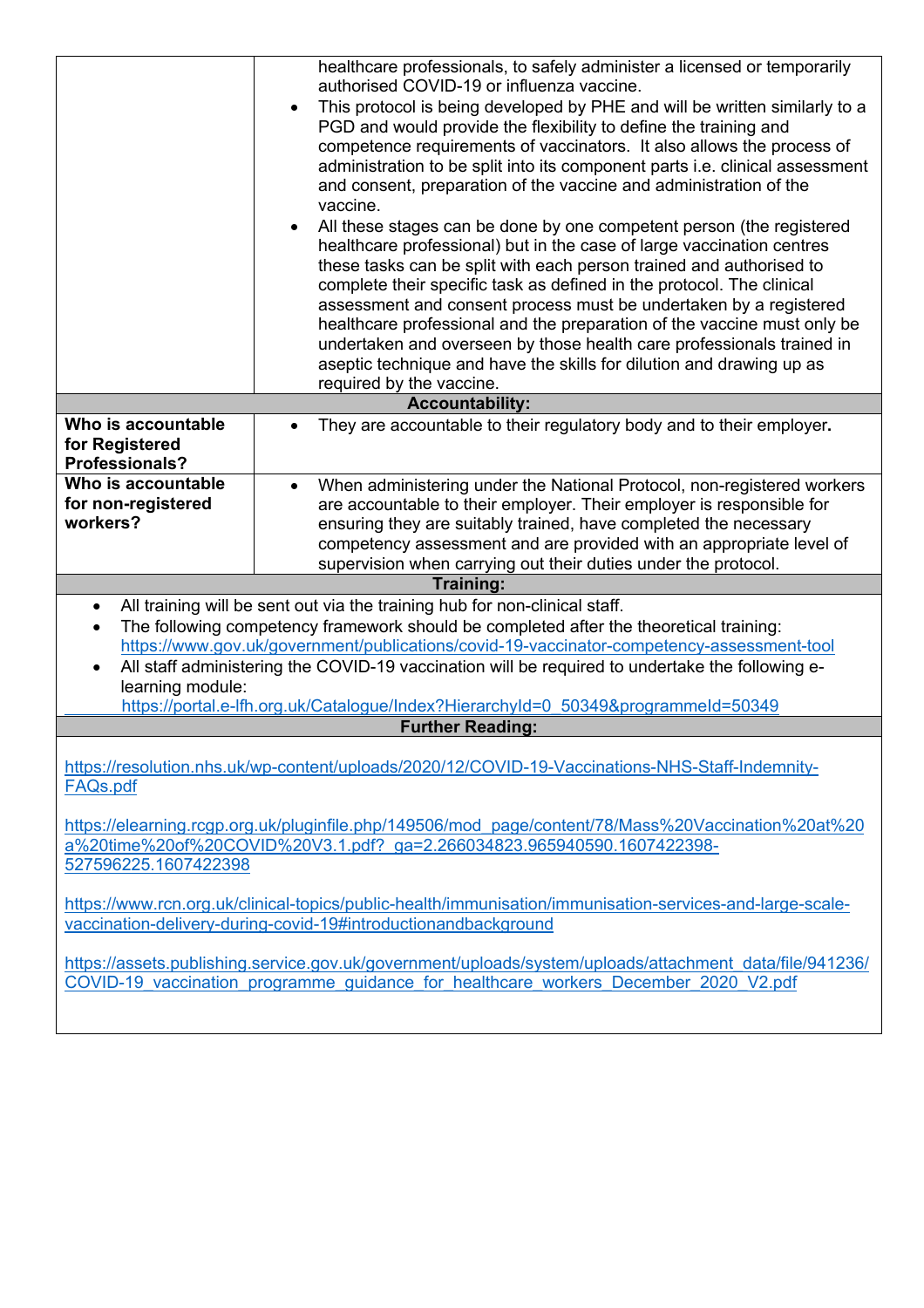| | |
|---|---|
| | healthcare professionals, to safely administer a licensed or temporarily authorised COVID-19 or influenza vaccine.<br>• This protocol is being developed by PHE and will be written similarly to a PGD and would provide the flexibility to define the training and competence requirements of vaccinators. It also allows the process of administration to be split into its component parts i.e. clinical assessment and consent, preparation of the vaccine and administration of the vaccine.<br>• All these stages can be done by one competent person (the registered healthcare professional) but in the case of large vaccination centres these tasks can be split with each person trained and authorised to complete their specific task as defined in the protocol. The clinical assessment and consent process must be undertaken by a registered healthcare professional and the preparation of the vaccine must only be undertaken and overseen by those health care professionals trained in aseptic technique and have the skills for dilution and drawing up as required by the vaccine. |
| **Accountability:** | |
| **Who is accountable for Registered Professionals?** | • They are accountable to their regulatory body and to their employer**.** |
| **Who is accountable for non-registered workers?** | • When administering under the National Protocol, non-registered workers are accountable to their employer. Their employer is responsible for ensuring they are suitably trained, have completed the necessary competency assessment and are provided with an appropriate level of supervision when carrying out their duties under the protocol. |

**Training:**

- All training will be sent out via the training hub for non-clinical staff.
- The following competency framework should be completed after the theoretical training: https://www.gov.uk/government/publications/covid-19-vaccinator-competency-assessment-tool
- All staff administering the COVID-19 vaccination will be required to undertake the following e-learning module: https://portal.e-lfh.org.uk/Catalogue/Index?HierarchyId=0_50349&programmeId=50349

**Further Reading:**

https://resolution.nhs.uk/wp-content/uploads/2020/12/COVID-19-Vaccinations-NHS-Staff-Indemnity-FAQs.pdf

https://elearning.rcgp.org.uk/pluginfile.php/149506/mod_page/content/78/Mass%20Vaccination%20at%20a%20time%20of%20COVID%20V3.1.pdf?_ga=2.266034823.965940590.1607422398-527596225.1607422398

https://www.rcn.org.uk/clinical-topics/public-health/immunisation/immunisation-services-and-large-scale-vaccination-delivery-during-covid-19#introductionandbackground

https://assets.publishing.service.gov.uk/government/uploads/system/uploads/attachment_data/file/941236/COVID-19_vaccination_programme_guidance_for_healthcare_workers_December_2020_V2.pdf